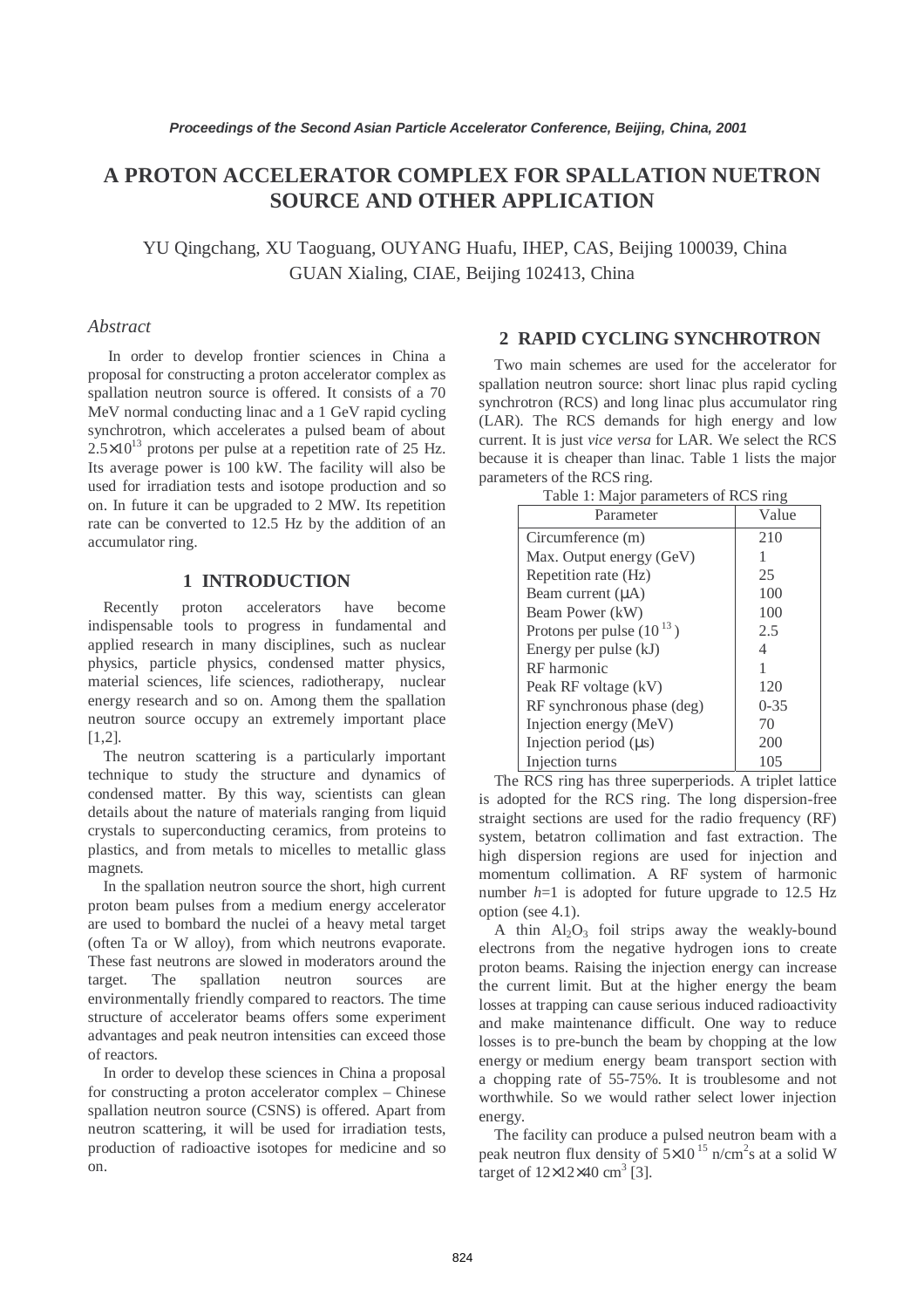# A PROTON ACCELERATOR COMPLEX FOR SPALLATION NUETRON SOURCE AND OTHER APPLICATION

YU Qingchang, XU Taoguang, OUYANG Huafu, IHEP, CAS, Beijing 100039, China
GUAN Xialing, CIAE, Beijing 102413, China

### *Abstract*

In order to develop frontier sciences in China a proposal for constructing a proton accelerator complex as spallation neutron source is offered. It consists of a 70 MeV normal conducting linac and a 1 GeV rapid cycling synchrotron, which accelerates a pulsed beam of about $2.5\times10^{13}$ protons per pulse at a repetition rate of 25 Hz. Its average power is 100 kW. The facility will also be used for irradiation tests and isotope production and so on. In future it can be upgraded to 2 MW. Its repetition rate can be converted to 12.5 Hz by the addition of an accumulator ring.

## 1 INTRODUCTION

Recently proton accelerators have become indispensable tools to progress in fundamental and applied research in many disciplines, such as nuclear physics, particle physics, condensed matter physics, material sciences, life sciences, radiotherapy, nuclear energy research and so on. Among them the spallation neutron source occupy an extremely important place [1,2].

The neutron scattering is a particularly important technique to study the structure and dynamics of condensed matter. By this way, scientists can glean details about the nature of materials ranging from liquid crystals to superconducting ceramics, from proteins to plastics, and from metals to micelles to metallic glass magnets.

In the spallation neutron source the short, high current proton beam pulses from a medium energy accelerator are used to bombard the nuclei of a heavy metal target (often Ta or W alloy), from which neutrons evaporate. These fast neutrons are slowed in moderators around the target. The spallation neutron sources are environmentally friendly compared to reactors. The time structure of accelerator beams offers some experiment advantages and peak neutron intensities can exceed those of reactors.

In order to develop these sciences in China a proposal for constructing a proton accelerator complex – Chinese spallation neutron source (CSNS) is offered. Apart from neutron scattering, it will be used for irradiation tests, production of radioactive isotopes for medicine and so on.

## 2 RAPID CYCLING SYNCHROTRON

Two main schemes are used for the accelerator for spallation neutron source: short linac plus rapid cycling synchrotron (RCS) and long linac plus accumulator ring (LAR). The RCS demands for high energy and low current. It is just *vice versa* for LAR. We select the RCS because it is cheaper than linac. Table 1 lists the major parameters of the RCS ring.

Table 1: Major parameters of RCS ring

| Parameter | Value |
|---|---|
| Circumference (m) | 210 |
| Max. Output energy (GeV) | 1 |
| Repetition rate (Hz) | 25 |
| Beam current (μA) | 100 |
| Beam Power (kW) | 100 |
| Protons per pulse ($10^{13}$) | 2.5 |
| Energy per pulse (kJ) | 4 |
| RF harmonic | 1 |
| Peak RF voltage (kV) | 120 |
| RF synchronous phase (deg) | 0-35 |
| Injection energy (MeV) | 70 |
| Injection period (μs) | 200 |
| Injection turns | 105 |

The RCS ring has three superperiods. A triplet lattice is adopted for the RCS ring. The long dispersion-free straight sections are used for the radio frequency (RF) system, betatron collimation and fast extraction. The high dispersion regions are used for injection and momentum collimation. A RF system of harmonic number $h$=1 is adopted for future upgrade to 12.5 Hz option (see 4.1).

A thin $Al_2O_3$ foil strips away the weakly-bound electrons from the negative hydrogen ions to create proton beams. Raising the injection energy can increase the current limit. But at the higher energy the beam losses at trapping can cause serious induced radioactivity and make maintenance difficult. One way to reduce losses is to pre-bunch the beam by chopping at the low energy or medium energy beam transport section with a chopping rate of 55-75%. It is troublesome and not worthwhile. So we would rather select lower injection energy.

The facility can produce a pulsed neutron beam with a peak neutron flux density of $5\times10^{15}$ n/cm$^2$s at a solid W target of $12\times12\times40$ cm$^3$ [3].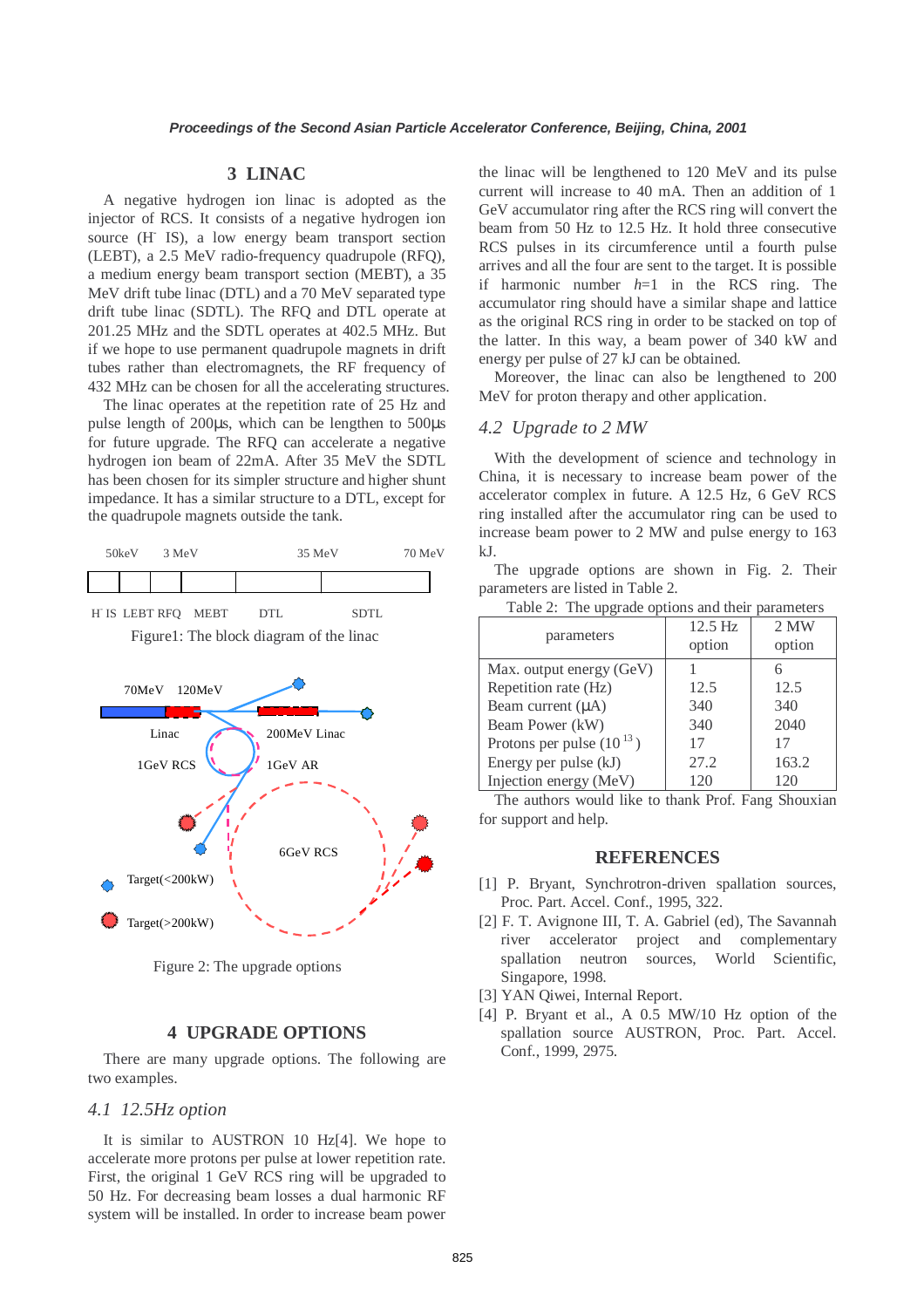## 3 LINAC

A negative hydrogen ion linac is adopted as the injector of RCS. It consists of a negative hydrogen ion source ($H^-$ IS), a low energy beam transport section (LEBT), a 2.5 MeV radio-frequency quadrupole (RFQ), a medium energy beam transport section (MEBT), a 35 MeV drift tube linac (DTL) and a 70 MeV separated type drift tube linac (SDTL). The RFQ and DTL operate at 201.25 MHz and the SDTL operates at 402.5 MHz. But if we hope to use permanent quadrupole magnets in drift tubes rather than electromagnets, the RF frequency of 432 MHz can be chosen for all the accelerating structures.

The linac operates at the repetition rate of 25 Hz and pulse length of 200μs, which can be lengthen to 500μs for future upgrade. The RFQ can accelerate a negative hydrogen ion beam of 22mA. After 35 MeV the SDTL has been chosen for its simpler structure and higher shunt impedance. It has a similar structure to a DTL, except for the quadrupole magnets outside the tank.

50keV
3 MeV
35 MeV
70 MeV
$H^-$ IS
LEBT
RFQ
MEBT
DTL
SDTL

Figure1: The block diagram of the linac

70MeV
120MeV
Linac
200MeV Linac
1GeV RCS
1GeV AR
6GeV RCS
Target(<200kW)
Target(>200kW)

Figure 2: The upgrade options

## 4 UPGRADE OPTIONS

There are many upgrade options. The following are two examples.

### *4.1 12.5Hz option*

It is similar to AUSTRON 10 Hz[4]. We hope to accelerate more protons per pulse at lower repetition rate. First, the original 1 GeV RCS ring will be upgraded to 50 Hz. For decreasing beam losses a dual harmonic RF system will be installed. In order to increase beam power the linac will be lengthened to 120 MeV and its pulse current will increase to 40 mA. Then an addition of 1 GeV accumulator ring after the RCS ring will convert the beam from 50 Hz to 12.5 Hz. It hold three consecutive RCS pulses in its circumference until a fourth pulse arrives and all the four are sent to the target. It is possible if harmonic number $h$=1 in the RCS ring. The accumulator ring should have a similar shape and lattice as the original RCS ring in order to be stacked on top of the latter. In this way, a beam power of 340 kW and energy per pulse of 27 kJ can be obtained.

Moreover, the linac can also be lengthened to 200 MeV for proton therapy and other application.

### *4.2 Upgrade to 2 MW*

With the development of science and technology in China, it is necessary to increase beam power of the accelerator complex in future. A 12.5 Hz, 6 GeV RCS ring installed after the accumulator ring can be used to increase beam power to 2 MW and pulse energy to 163 kJ.

The upgrade options are shown in Fig. 2. Their parameters are listed in Table 2.

Table 2: The upgrade options and their parameters

| parameters | 12.5 Hz option | 2 MW option |
|---|---|---|
| Max. output energy (GeV) | 1 | 6 |
| Repetition rate (Hz) | 12.5 | 12.5 |
| Beam current (μA) | 340 | 340 |
| Beam Power (kW) | 340 | 2040 |
| Protons per pulse ($10^{13}$) | 17 | 17 |
| Energy per pulse (kJ) | 27.2 | 163.2 |
| Injection energy (MeV) | 120 | 120 |

The authors would like to thank Prof. Fang Shouxian for support and help.

## REFERENCES

[1] P. Bryant, Synchrotron-driven spallation sources, Proc. Part. Accel. Conf., 1995, 322.

[2] F. T. Avignone III, T. A. Gabriel (ed), The Savannah river accelerator project and complementary spallation neutron sources, World Scientific, Singapore, 1998.

[3] YAN Qiwei, Internal Report.

[4] P. Bryant et al., A 0.5 MW/10 Hz option of the spallation source AUSTRON, Proc. Part. Accel. Conf., 1999, 2975.